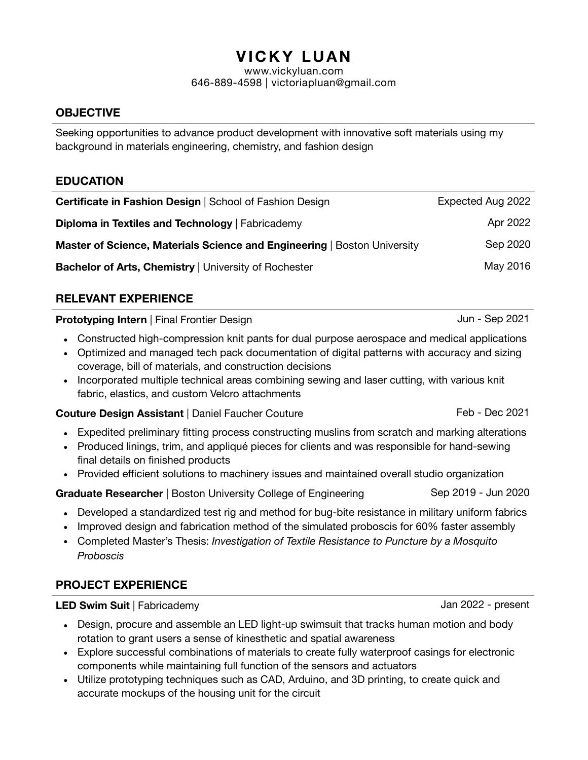# VICKY LUAN

www.vickyluan.com
646-889-4598 | victoriapluan@gmail.com

## OBJECTIVE

Seeking opportunities to advance product development with innovative soft materials using my background in materials engineering, chemistry, and fashion design

## EDUCATION

**Certificate in Fashion Design** | School of Fashion Design — Expected Aug 2022

**Diploma in Textiles and Technology** | Fabricademy — Apr 2022

**Master of Science, Materials Science and Engineering** | Boston University — Sep 2020

**Bachelor of Arts, Chemistry** | University of Rochester — May 2016

## RELEVANT EXPERIENCE

**Prototyping Intern** | Final Frontier Design — Jun - Sep 2021

- Constructed high-compression knit pants for dual purpose aerospace and medical applications
- Optimized and managed tech pack documentation of digital patterns with accuracy and sizing coverage, bill of materials, and construction decisions
- Incorporated multiple technical areas combining sewing and laser cutting, with various knit fabric, elastics, and custom Velcro attachments

**Couture Design Assistant** | Daniel Faucher Couture — Feb - Dec 2021

- Expedited preliminary fitting process constructing muslins from scratch and marking alterations
- Produced linings, trim, and appliqué pieces for clients and was responsible for hand-sewing final details on finished products
- Provided efficient solutions to machinery issues and maintained overall studio organization

**Graduate Researcher** | Boston University College of Engineering — Sep 2019 - Jun 2020

- Developed a standardized test rig and method for bug-bite resistance in military uniform fabrics
- Improved design and fabrication method of the simulated proboscis for 60% faster assembly
- Completed Master's Thesis: *Investigation of Textile Resistance to Puncture by a Mosquito Proboscis*

## PROJECT EXPERIENCE

**LED Swim Suit** | Fabricademy — Jan 2022 - present

- Design, procure and assemble an LED light-up swimsuit that tracks human motion and body rotation to grant users a sense of kinesthetic and spatial awareness
- Explore successful combinations of materials to create fully waterproof casings for electronic components while maintaining full function of the sensors and actuators
- Utilize prototyping techniques such as CAD, Arduino, and 3D printing, to create quick and accurate mockups of the housing unit for the circuit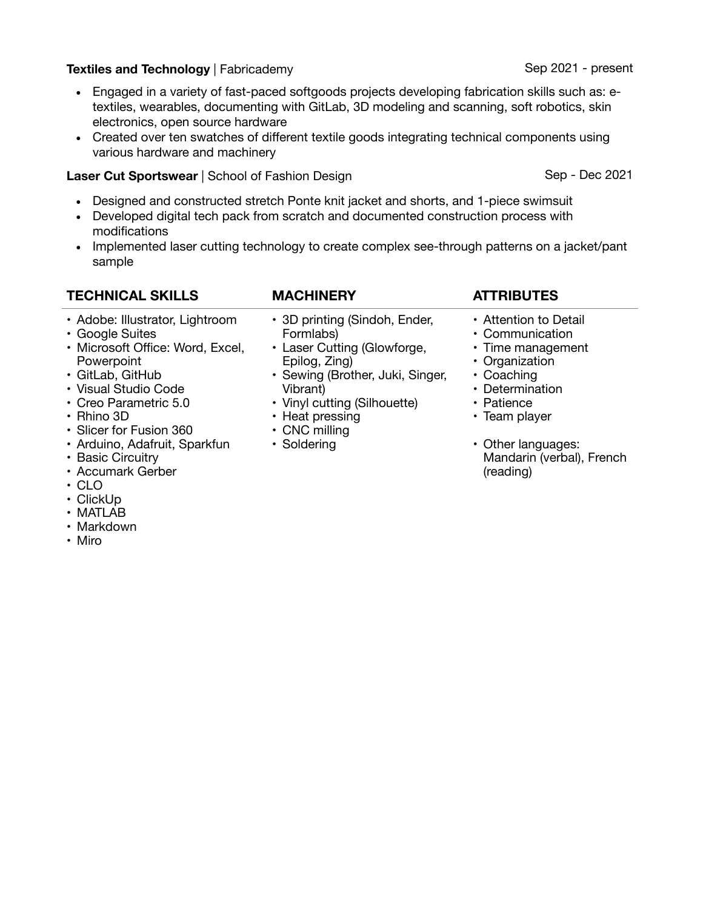**Textiles and Technology** | Fabricademy Sep 2021 - present

- Engaged in a variety of fast-paced softgoods projects developing fabrication skills such as: e-textiles, wearables, documenting with GitLab, 3D modeling and scanning, soft robotics, skin electronics, open source hardware
- Created over ten swatches of different textile goods integrating technical components using various hardware and machinery

**Laser Cut Sportswear** | School of Fashion Design Sep - Dec 2021

- Designed and constructed stretch Ponte knit jacket and shorts, and 1-piece swimsuit
- Developed digital tech pack from scratch and documented construction process with modifications
- Implemented laser cutting technology to create complex see-through patterns on a jacket/pant sample

## TECHNICAL SKILLS

- Adobe: Illustrator, Lightroom
- Google Suites
- Microsoft Office: Word, Excel, Powerpoint
- GitLab, GitHub
- Visual Studio Code
- Creo Parametric 5.0
- Rhino 3D
- Slicer for Fusion 360
- Arduino, Adafruit, Sparkfun
- Basic Circuitry
- Accumark Gerber
- CLO
- ClickUp
- MATLAB
- Markdown
- Miro

## MACHINERY

- 3D printing (Sindoh, Ender, Formlabs)
- Laser Cutting (Glowforge, Epilog, Zing)
- Sewing (Brother, Juki, Singer, Vibrant)
- Vinyl cutting (Silhouette)
- Heat pressing
- CNC milling
- Soldering

## ATTRIBUTES

- Attention to Detail
- Communication
- Time management
- Organization
- Coaching
- Determination
- Patience
- Team player

- Other languages: Mandarin (verbal), French (reading)